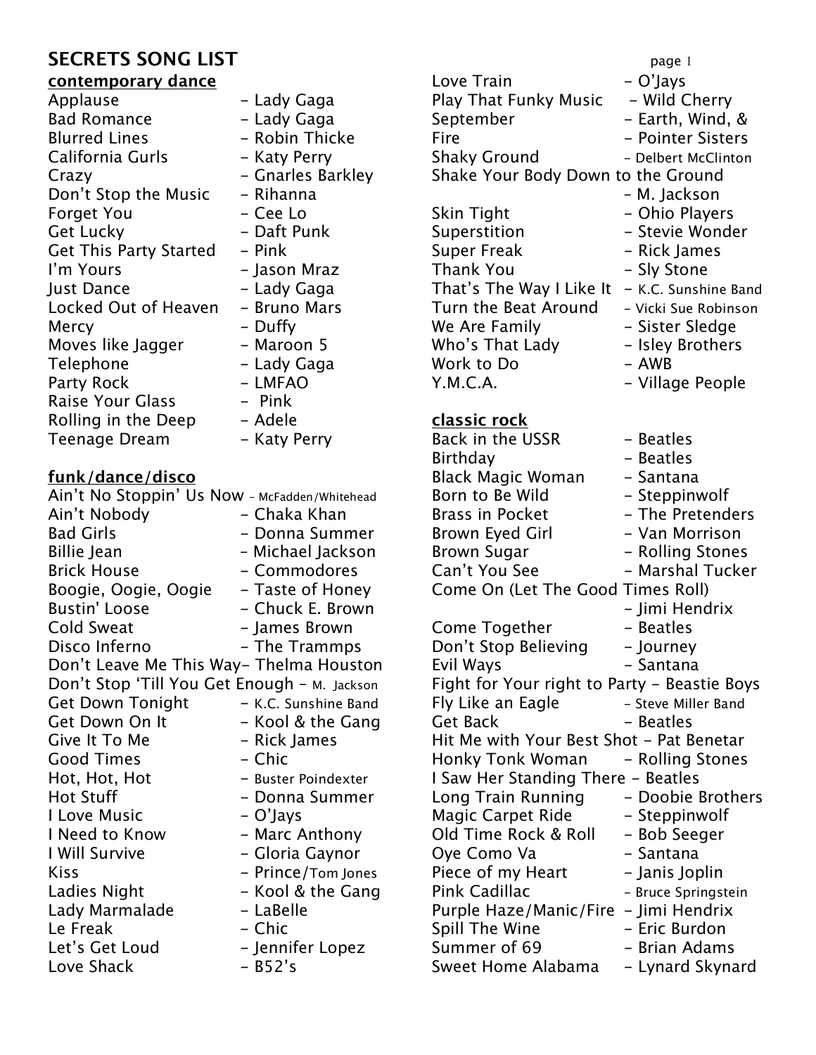# SECRETS SONG LIST

## contemporary dance

- Applause – Lady Gaga
- Bad Romance – Lady Gaga
- Blurred Lines – Robin Thicke
- California Gurls – Katy Perry
- Crazy – Gnarles Barkley
- Don’t Stop the Music – Rihanna
- Forget You – Cee Lo
- Get Lucky – Daft Punk
- Get This Party Started – Pink
- I’m Yours – Jason Mraz
- Just Dance – Lady Gaga
- Locked Out of Heaven – Bruno Mars
- Mercy – Duffy
- Moves like Jagger – Maroon 5
- Telephone – Lady Gaga
- Party Rock – LMFAO
- Raise Your Glass – Pink
- Rolling in the Deep – Adele
- Teenage Dream – Katy Perry

## funk/dance/disco

- Ain’t No Stoppin’ Us Now – McFadden/Whitehead
- Ain’t Nobody – Chaka Khan
- Bad Girls – Donna Summer
- Billie Jean – Michael Jackson
- Brick House – Commodores
- Boogie, Oogie, Oogie – Taste of Honey
- Bustin' Loose – Chuck E. Brown
- Cold Sweat – James Brown
- Disco Inferno – The Trammps
- Don’t Leave Me This Way– Thelma Houston
- Don’t Stop ‘Till You Get Enough – M. Jackson
- Get Down Tonight – K.C. Sunshine Band
- Get Down On It – Kool & the Gang
- Give It To Me – Rick James
- Good Times – Chic
- Hot, Hot, Hot – Buster Poindexter
- Hot Stuff – Donna Summer
- I Love Music – O’Jays
- I Need to Know – Marc Anthony
- I Will Survive – Gloria Gaynor
- Kiss – Prince/Tom Jones
- Ladies Night – Kool & the Gang
- Lady Marmalade – LaBelle
- Le Freak – Chic
- Let’s Get Loud – Jennifer Lopez
- Love Shack – B52’s
- Love Train – O’Jays
- Play That Funky Music – Wild Cherry
- September – Earth, Wind, &
- Fire – Pointer Sisters
- Shaky Ground – Delbert McClinton
- Shake Your Body Down to the Ground – M. Jackson
- Skin Tight – Ohio Players
- Superstition – Stevie Wonder
- Super Freak – Rick James
- Thank You – Sly Stone
- That’s The Way I Like It – K.C. Sunshine Band
- Turn the Beat Around – Vicki Sue Robinson
- We Are Family – Sister Sledge
- Who’s That Lady – Isley Brothers
- Work to Do – AWB
- Y.M.C.A. – Village People

## classic rock

- Back in the USSR – Beatles
- Birthday – Beatles
- Black Magic Woman – Santana
- Born to Be Wild – Steppinwolf
- Brass in Pocket – The Pretenders
- Brown Eyed Girl – Van Morrison
- Brown Sugar – Rolling Stones
- Can’t You See – Marshal Tucker
- Come On (Let The Good Times Roll) – Jimi Hendrix
- Come Together – Beatles
- Don’t Stop Believing – Journey
- Evil Ways – Santana
- Fight for Your right to Party – Beastie Boys
- Fly Like an Eagle – Steve Miller Band
- Get Back – Beatles
- Hit Me with Your Best Shot – Pat Benetar
- Honky Tonk Woman – Rolling Stones
- I Saw Her Standing There – Beatles
- Long Train Running – Doobie Brothers
- Magic Carpet Ride – Steppinwolf
- Old Time Rock & Roll – Bob Seeger
- Oye Como Va – Santana
- Piece of my Heart – Janis Joplin
- Pink Cadillac – Bruce Springstein
- Purple Haze/Manic/Fire – Jimi Hendrix
- Spill The Wine – Eric Burdon
- Summer of 69 – Brian Adams
- Sweet Home Alabama – Lynard Skynard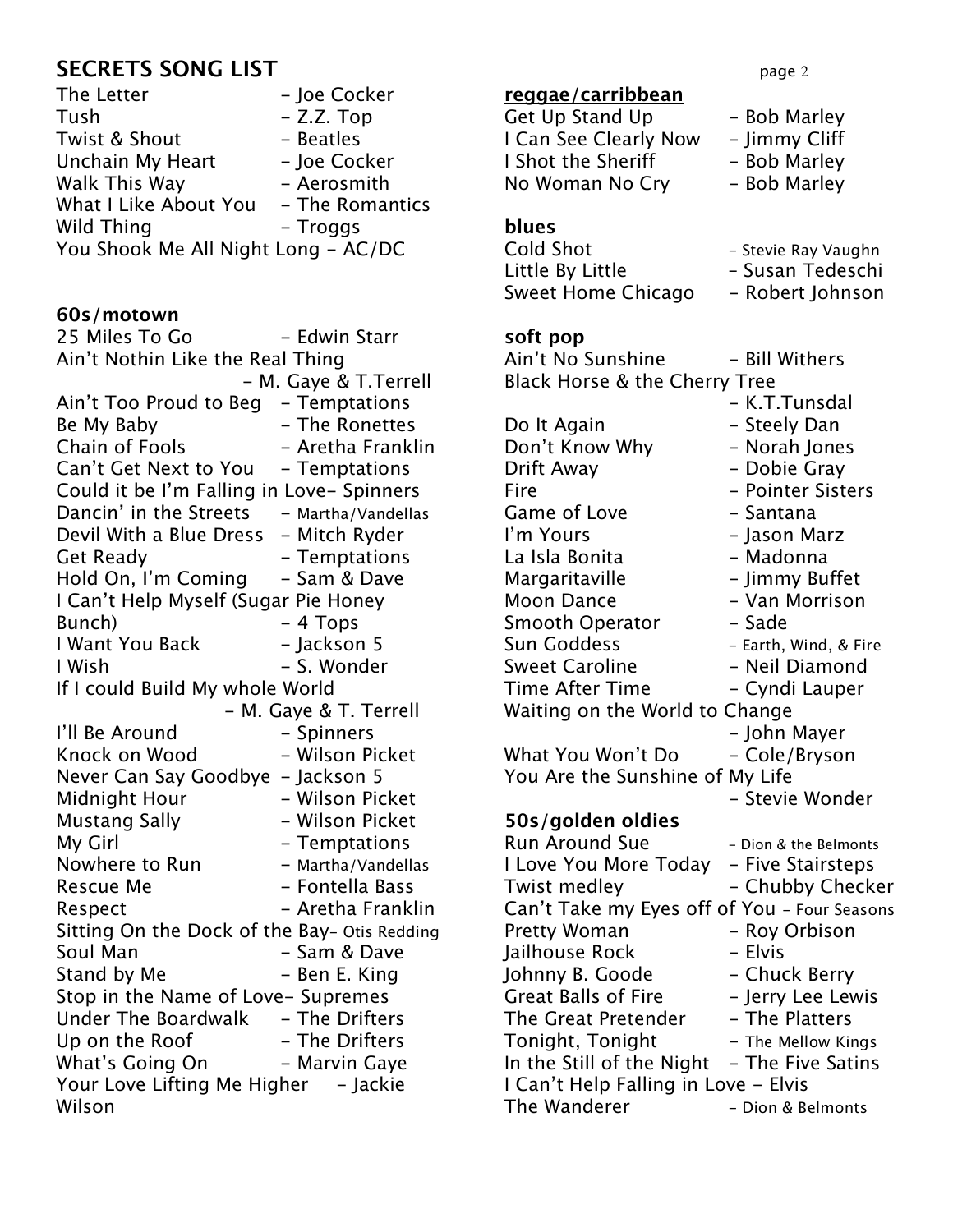# SECRETS SONG LIST

The Letter - Joe Cocker
Tush - Z.Z. Top
Twist & Shout - Beatles
Unchain My Heart - Joe Cocker
Walk This Way - Aerosmith
What I Like About You - The Romantics
Wild Thing - Troggs
You Shook Me All Night Long - AC/DC

## 60s/motown

25 Miles To Go - Edwin Starr
Ain't Nothin Like the Real Thing - M. Gaye & T.Terrell
Ain't Too Proud to Beg - Temptations
Be My Baby - The Ronettes
Chain of Fools - Aretha Franklin
Can't Get Next to You - Temptations
Could it be I'm Falling in Love- Spinners
Dancin' in the Streets - Martha/Vandellas
Devil With a Blue Dress - Mitch Ryder
Get Ready - Temptations
Hold On, I'm Coming - Sam & Dave
I Can't Help Myself (Sugar Pie Honey Bunch) - 4 Tops
I Want You Back - Jackson 5
I Wish - S. Wonder
If I could Build My whole World - M. Gaye & T. Terrell
I'll Be Around - Spinners
Knock on Wood - Wilson Picket
Never Can Say Goodbye - Jackson 5
Midnight Hour - Wilson Picket
Mustang Sally - Wilson Picket
My Girl - Temptations
Nowhere to Run - Martha/Vandellas
Rescue Me - Fontella Bass
Respect - Aretha Franklin
Sitting On the Dock of the Bay- Otis Redding
Soul Man - Sam & Dave
Stand by Me - Ben E. King
Stop in the Name of Love- Supremes
Under The Boardwalk - The Drifters
Up on the Roof - The Drifters
What's Going On - Marvin Gaye
Your Love Lifting Me Higher - Jackie Wilson

## reggae/carribbean

Get Up Stand Up - Bob Marley
I Can See Clearly Now - Jimmy Cliff
I Shot the Sheriff - Bob Marley
No Woman No Cry - Bob Marley

## blues

Cold Shot - Stevie Ray Vaughn
Little By Little - Susan Tedeschi
Sweet Home Chicago - Robert Johnson

## soft pop

Ain't No Sunshine - Bill Withers
Black Horse & the Cherry Tree - K.T.Tunsdal
Do It Again - Steely Dan
Don't Know Why - Norah Jones
Drift Away - Dobie Gray
Fire - Pointer Sisters
Game of Love - Santana
I'm Yours - Jason Marz
La Isla Bonita - Madonna
Margaritaville - Jimmy Buffet
Moon Dance - Van Morrison
Smooth Operator - Sade
Sun Goddess - Earth, Wind, & Fire
Sweet Caroline - Neil Diamond
Time After Time - Cyndi Lauper
Waiting on the World to Change - John Mayer
What You Won't Do - Cole/Bryson
You Are the Sunshine of My Life - Stevie Wonder

## 50s/golden oldies

Run Around Sue - Dion & the Belmonts
I Love You More Today - Five Stairsteps
Twist medley - Chubby Checker
Can't Take my Eyes off of You - Four Seasons
Pretty Woman - Roy Orbison
Jailhouse Rock - Elvis
Johnny B. Goode - Chuck Berry
Great Balls of Fire - Jerry Lee Lewis
The Great Pretender - The Platters
Tonight, Tonight - The Mellow Kings
In the Still of the Night - The Five Satins
I Can't Help Falling in Love - Elvis
The Wanderer - Dion & Belmonts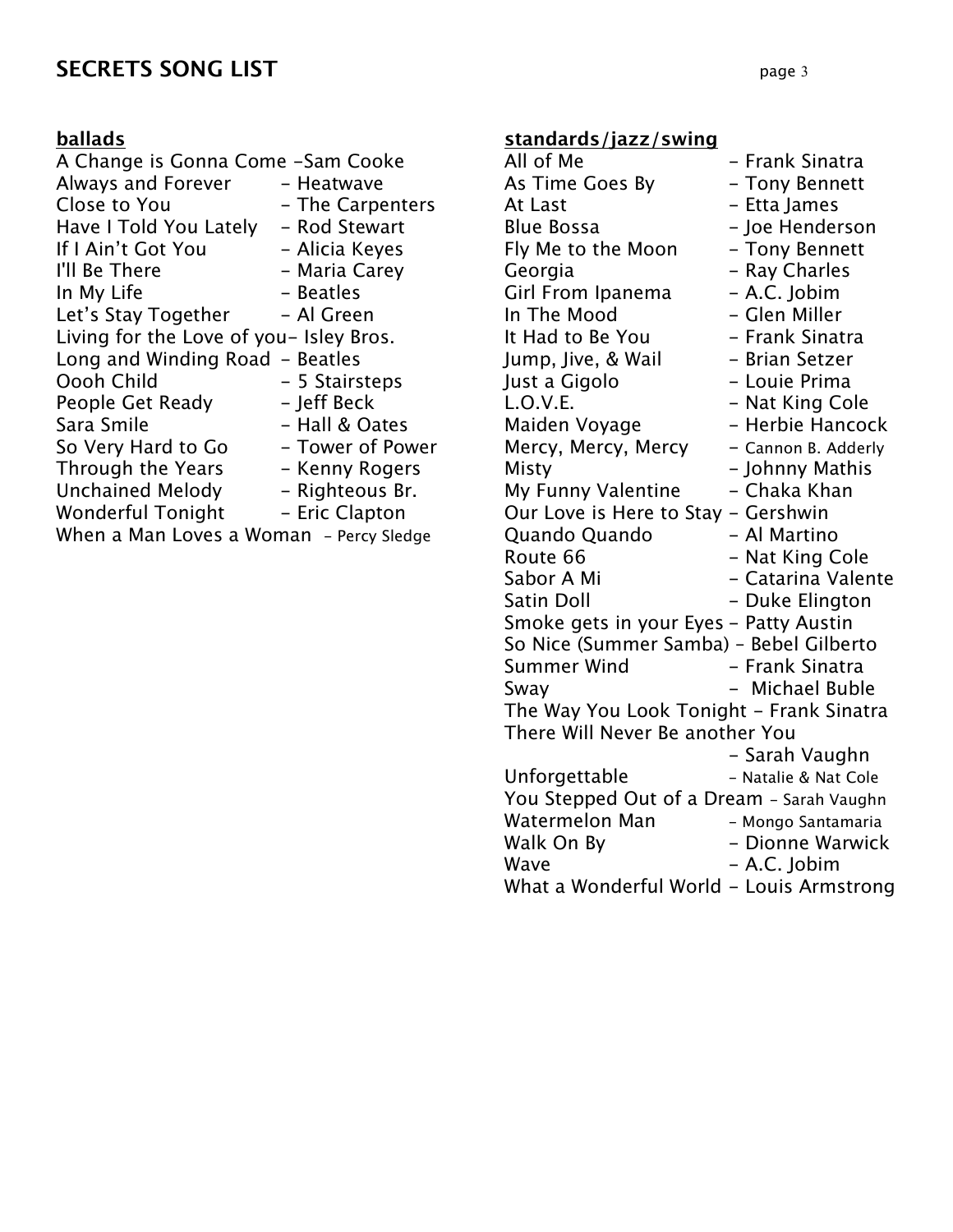# SECRETS SONG LIST

## ballads

A Change is Gonna Come –Sam Cooke
Always and Forever – Heatwave
Close to You – The Carpenters
Have I Told You Lately – Rod Stewart
If I Ain't Got You – Alicia Keyes
I'll Be There – Maria Carey
In My Life – Beatles
Let's Stay Together – Al Green
Living for the Love of you– Isley Bros.
Long and Winding Road – Beatles
Oooh Child – 5 Stairsteps
People Get Ready – Jeff Beck
Sara Smile – Hall & Oates
So Very Hard to Go – Tower of Power
Through the Years – Kenny Rogers
Unchained Melody – Righteous Br.
Wonderful Tonight – Eric Clapton
When a Man Loves a Woman – Percy Sledge

## standards/jazz/swing

All of Me – Frank Sinatra
As Time Goes By – Tony Bennett
At Last – Etta James
Blue Bossa – Joe Henderson
Fly Me to the Moon – Tony Bennett
Georgia – Ray Charles
Girl From Ipanema – A.C. Jobim
In The Mood – Glen Miller
It Had to Be You – Frank Sinatra
Jump, Jive, & Wail – Brian Setzer
Just a Gigolo – Louie Prima
L.O.V.E. – Nat King Cole
Maiden Voyage – Herbie Hancock
Mercy, Mercy, Mercy – Cannon B. Adderly
Misty – Johnny Mathis
My Funny Valentine – Chaka Khan
Our Love is Here to Stay – Gershwin
Quando Quando – Al Martino
Route 66 – Nat King Cole
Sabor A Mi – Catarina Valente
Satin Doll – Duke Elington
Smoke gets in your Eyes – Patty Austin
So Nice (Summer Samba) – Bebel Gilberto
Summer Wind – Frank Sinatra
Sway – Michael Buble
The Way You Look Tonight – Frank Sinatra
There Will Never Be another You – Sarah Vaughn
Unforgettable – Natalie & Nat Cole
You Stepped Out of a Dream – Sarah Vaughn
Watermelon Man – Mongo Santamaria
Walk On By – Dionne Warwick
Wave – A.C. Jobim
What a Wonderful World – Louis Armstrong